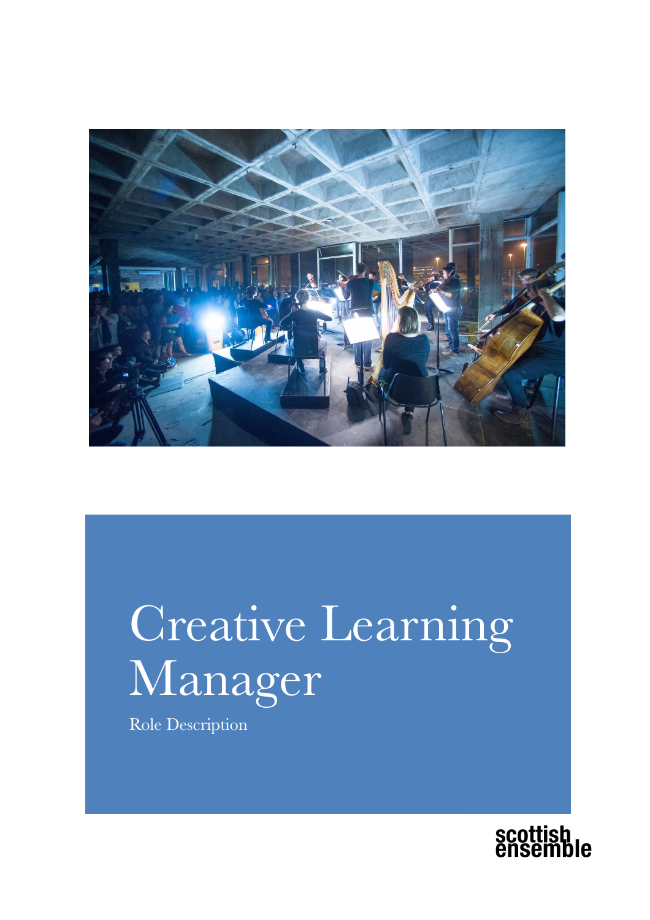# Creative Learning Manager

Role Description

scottish ensemble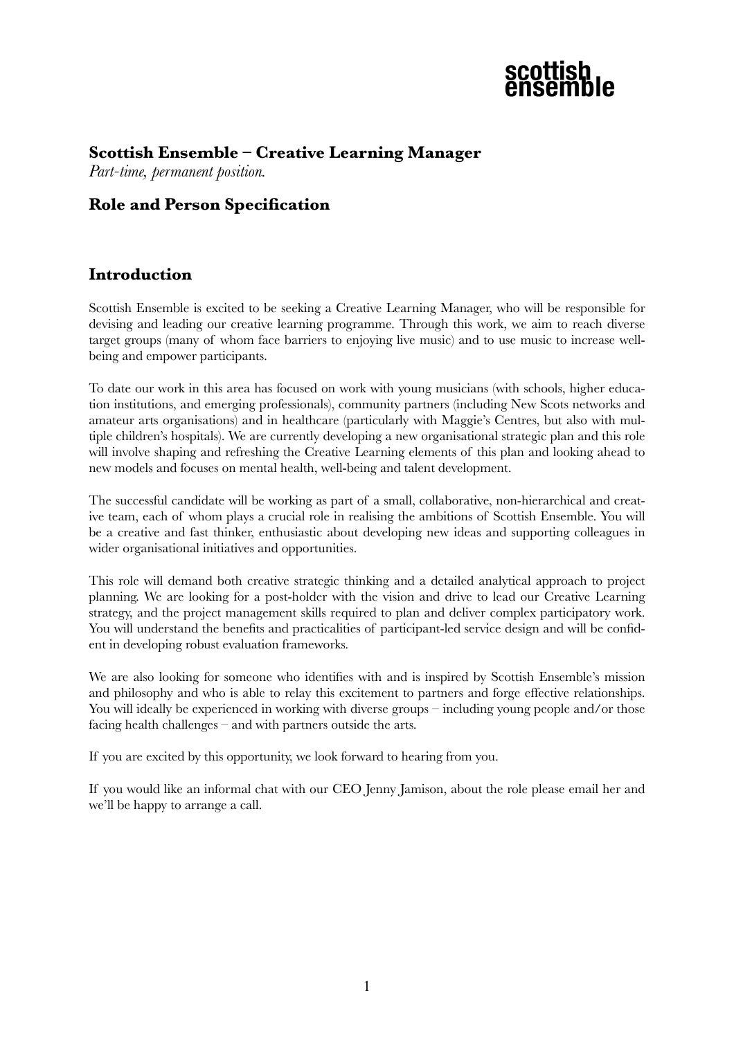## Scottish Ensemble – Creative Learning Manager

*Part-time, permanent position.*

## Role and Person Specification

## Introduction

Scottish Ensemble is excited to be seeking a Creative Learning Manager, who will be responsible for devising and leading our creative learning programme. Through this work, we aim to reach diverse target groups (many of whom face barriers to enjoying live music) and to use music to increase well-being and empower participants.

To date our work in this area has focused on work with young musicians (with schools, higher education institutions, and emerging professionals), community partners (including New Scots networks and amateur arts organisations) and in healthcare (particularly with Maggie's Centres, but also with multiple children's hospitals). We are currently developing a new organisational strategic plan and this role will involve shaping and refreshing the Creative Learning elements of this plan and looking ahead to new models and focuses on mental health, well-being and talent development.

The successful candidate will be working as part of a small, collaborative, non-hierarchical and creative team, each of whom plays a crucial role in realising the ambitions of Scottish Ensemble. You will be a creative and fast thinker, enthusiastic about developing new ideas and supporting colleagues in wider organisational initiatives and opportunities.

This role will demand both creative strategic thinking and a detailed analytical approach to project planning. We are looking for a post-holder with the vision and drive to lead our Creative Learning strategy, and the project management skills required to plan and deliver complex participatory work. You will understand the benefits and practicalities of participant-led service design and will be confident in developing robust evaluation frameworks.

We are also looking for someone who identifies with and is inspired by Scottish Ensemble's mission and philosophy and who is able to relay this excitement to partners and forge effective relationships. You will ideally be experienced in working with diverse groups – including young people and/or those facing health challenges – and with partners outside the arts.

If you are excited by this opportunity, we look forward to hearing from you.

If you would like an informal chat with our CEO Jenny Jamison, about the role please email her and we'll be happy to arrange a call.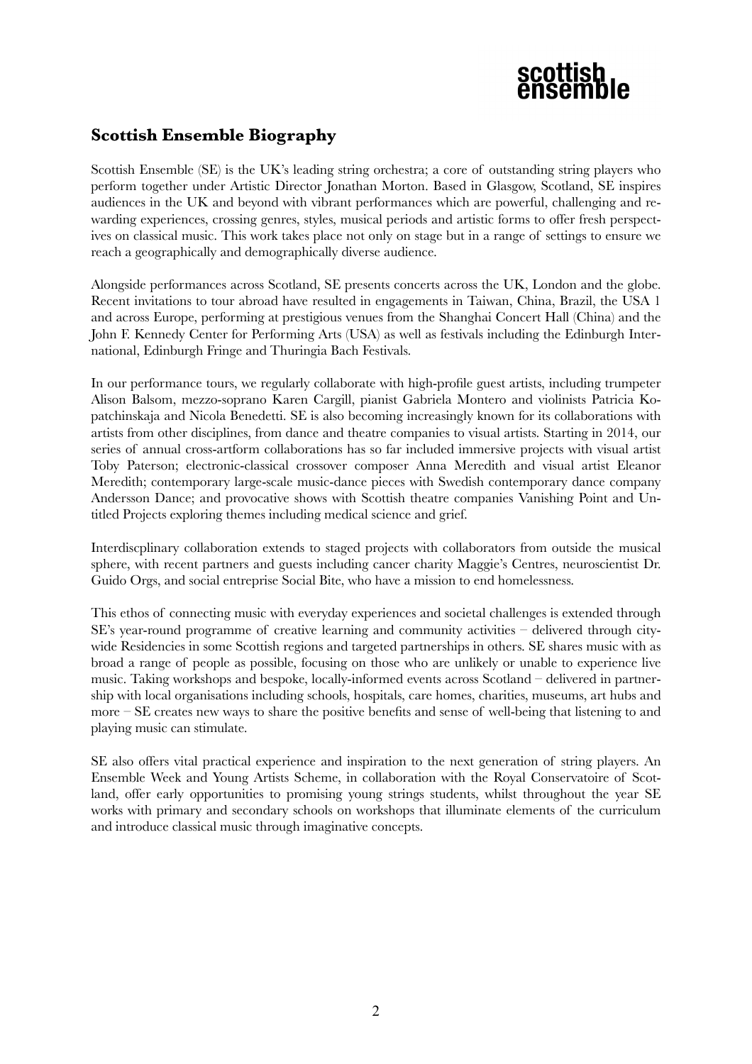# Scottish Ensemble Biography

Scottish Ensemble (SE) is the UK's leading string orchestra; a core of outstanding string players who perform together under Artistic Director Jonathan Morton. Based in Glasgow, Scotland, SE inspires audiences in the UK and beyond with vibrant performances which are powerful, challenging and rewarding experiences, crossing genres, styles, musical periods and artistic forms to offer fresh perspectives on classical music. This work takes place not only on stage but in a range of settings to ensure we reach a geographically and demographically diverse audience.

Alongside performances across Scotland, SE presents concerts across the UK, London and the globe. Recent invitations to tour abroad have resulted in engagements in Taiwan, China, Brazil, the USA 1 and across Europe, performing at prestigious venues from the Shanghai Concert Hall (China) and the John F. Kennedy Center for Performing Arts (USA) as well as festivals including the Edinburgh International, Edinburgh Fringe and Thuringia Bach Festivals.

In our performance tours, we regularly collaborate with high-profile guest artists, including trumpeter Alison Balsom, mezzo-soprano Karen Cargill, pianist Gabriela Montero and violinists Patricia Kopatchinskaja and Nicola Benedetti. SE is also becoming increasingly known for its collaborations with artists from other disciplines, from dance and theatre companies to visual artists. Starting in 2014, our series of annual cross-artform collaborations has so far included immersive projects with visual artist Toby Paterson; electronic-classical crossover composer Anna Meredith and visual artist Eleanor Meredith; contemporary large-scale music-dance pieces with Swedish contemporary dance company Andersson Dance; and provocative shows with Scottish theatre companies Vanishing Point and Untitled Projects exploring themes including medical science and grief.

Interdiscplinary collaboration extends to staged projects with collaborators from outside the musical sphere, with recent partners and guests including cancer charity Maggie's Centres, neuroscientist Dr. Guido Orgs, and social entreprise Social Bite, who have a mission to end homelessness.

This ethos of connecting music with everyday experiences and societal challenges is extended through SE's year-round programme of creative learning and community activities – delivered through city-wide Residencies in some Scottish regions and targeted partnerships in others. SE shares music with as broad a range of people as possible, focusing on those who are unlikely or unable to experience live music. Taking workshops and bespoke, locally-informed events across Scotland – delivered in partnership with local organisations including schools, hospitals, care homes, charities, museums, art hubs and more – SE creates new ways to share the positive benefits and sense of well-being that listening to and playing music can stimulate.

SE also offers vital practical experience and inspiration to the next generation of string players. An Ensemble Week and Young Artists Scheme, in collaboration with the Royal Conservatoire of Scotland, offer early opportunities to promising young strings students, whilst throughout the year SE works with primary and secondary schools on workshops that illuminate elements of the curriculum and introduce classical music through imaginative concepts.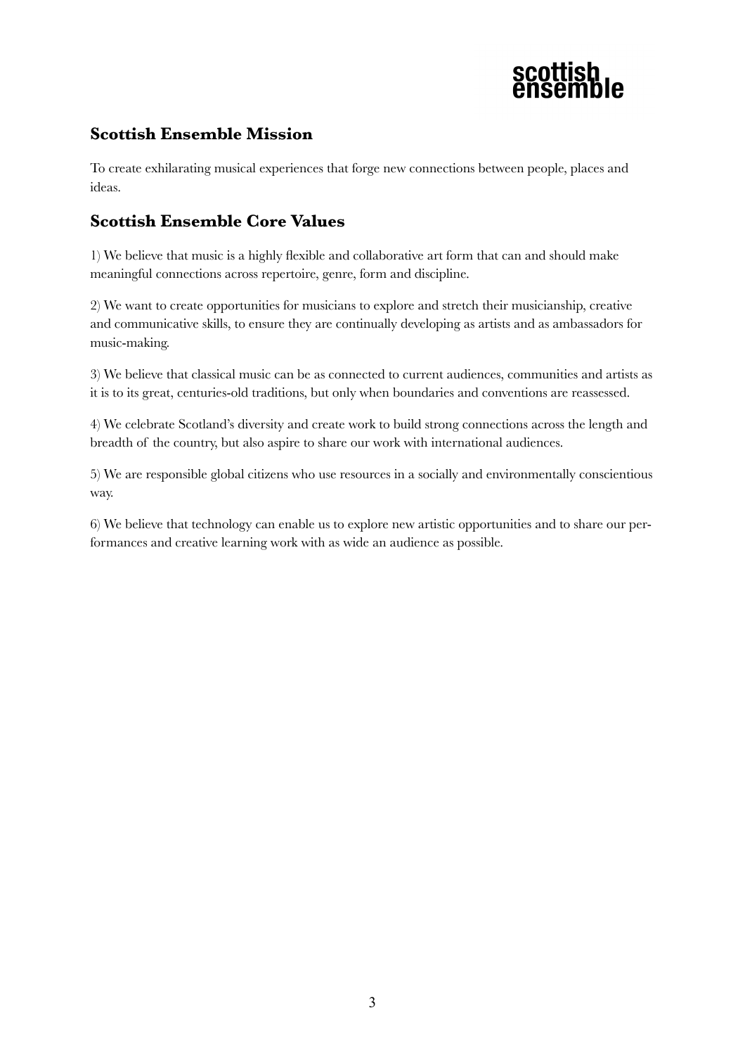## Scottish Ensemble Mission

To create exhilarating musical experiences that forge new connections between people, places and ideas.

## Scottish Ensemble Core Values

1) We believe that music is a highly flexible and collaborative art form that can and should make meaningful connections across repertoire, genre, form and discipline.

2) We want to create opportunities for musicians to explore and stretch their musicianship, creative and communicative skills, to ensure they are continually developing as artists and as ambassadors for music-making.

3) We believe that classical music can be as connected to current audiences, communities and artists as it is to its great, centuries-old traditions, but only when boundaries and conventions are reassessed.

4) We celebrate Scotland's diversity and create work to build strong connections across the length and breadth of the country, but also aspire to share our work with international audiences.

5) We are responsible global citizens who use resources in a socially and environmentally conscientious way.

6) We believe that technology can enable us to explore new artistic opportunities and to share our performances and creative learning work with as wide an audience as possible.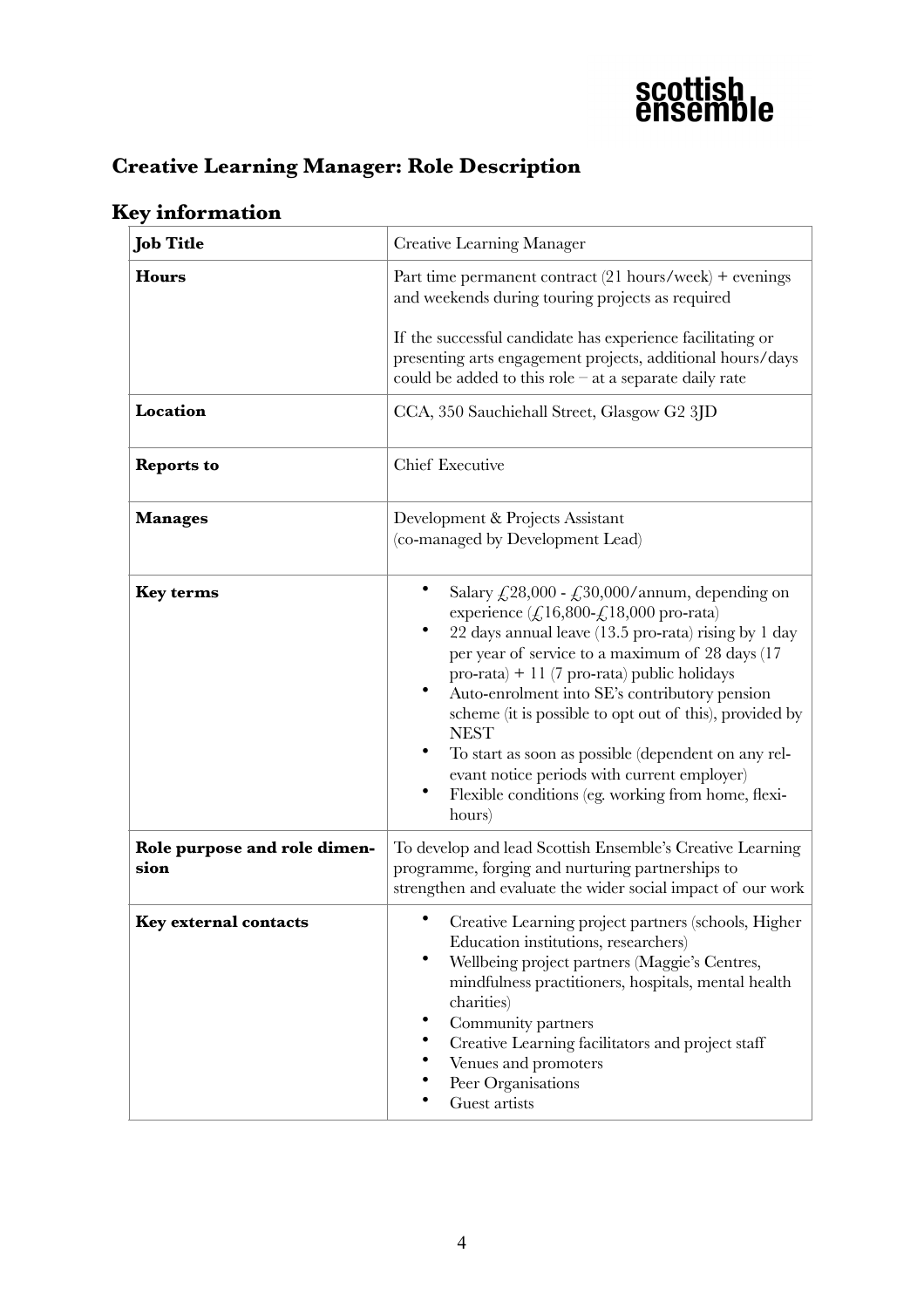scottish ensemble

## Creative Learning Manager: Role Description

### Key information

| **Job Title** | Creative Learning Manager |
|---|---|
| **Hours** | Part time permanent contract (21 hours/week) + evenings and weekends during touring projects as required<br><br>If the successful candidate has experience facilitating or presenting arts engagement projects, additional hours/days could be added to this role – at a separate daily rate |
| **Location** | CCA, 350 Sauchiehall Street, Glasgow G2 3JD |
| **Reports to** | Chief Executive |
| **Manages** | Development & Projects Assistant<br>(co-managed by Development Lead) |
| **Key terms** | • Salary £28,000 - £30,000/annum, depending on experience (£16,800-£18,000 pro-rata)<br>• 22 days annual leave (13.5 pro-rata) rising by 1 day per year of service to a maximum of 28 days (17 pro-rata) + 11 (7 pro-rata) public holidays<br>• Auto-enrolment into SE's contributory pension scheme (it is possible to opt out of this), provided by NEST<br>• To start as soon as possible (dependent on any relevant notice periods with current employer)<br>• Flexible conditions (eg. working from home, flexi-hours) |
| **Role purpose and role dimension** | To develop and lead Scottish Ensemble's Creative Learning programme, forging and nurturing partnerships to strengthen and evaluate the wider social impact of our work |
| **Key external contacts** | • Creative Learning project partners (schools, Higher Education institutions, researchers)<br>• Wellbeing project partners (Maggie's Centres, mindfulness practitioners, hospitals, mental health charities)<br>• Community partners<br>• Creative Learning facilitators and project staff<br>• Venues and promoters<br>• Peer Organisations<br>• Guest artists |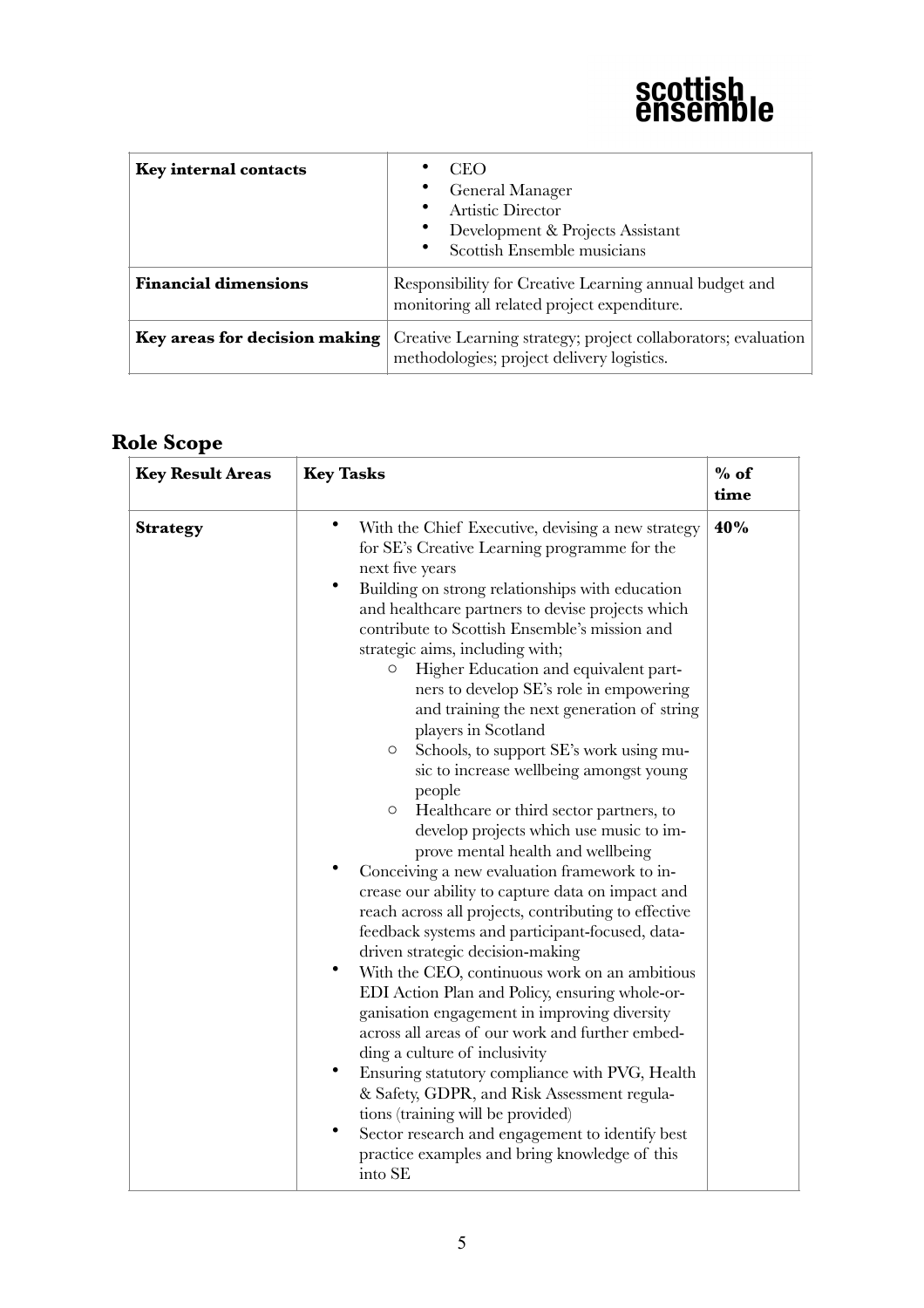| | |
|---|---|
| **Key internal contacts** | • CEO<br>• General Manager<br>• Artistic Director<br>• Development & Projects Assistant<br>• Scottish Ensemble musicians |
| **Financial dimensions** | Responsibility for Creative Learning annual budget and monitoring all related project expenditure. |
| **Key areas for decision making** | Creative Learning strategy; project collaborators; evaluation methodologies; project delivery logistics. |

## Role Scope

| Key Result Areas | Key Tasks | % of time |
|---|---|---|
| **Strategy** | • With the Chief Executive, devising a new strategy for SE's Creative Learning programme for the next five years<br>• Building on strong relationships with education and healthcare partners to devise projects which contribute to Scottish Ensemble's mission and strategic aims, including with;<br>&nbsp;&nbsp;&nbsp;&nbsp;○ Higher Education and equivalent partners to develop SE's role in empowering and training the next generation of string players in Scotland<br>&nbsp;&nbsp;&nbsp;&nbsp;○ Schools, to support SE's work using music to increase wellbeing amongst young people<br>&nbsp;&nbsp;&nbsp;&nbsp;○ Healthcare or third sector partners, to develop projects which use music to improve mental health and wellbeing<br>• Conceiving a new evaluation framework to increase our ability to capture data on impact and reach across all projects, contributing to effective feedback systems and participant-focused, data-driven strategic decision-making<br>• With the CEO, continuous work on an ambitious EDI Action Plan and Policy, ensuring whole-organisation engagement in improving diversity across all areas of our work and further embedding a culture of inclusivity<br>• Ensuring statutory compliance with PVG, Health & Safety, GDPR, and Risk Assessment regulations (training will be provided)<br>• Sector research and engagement to identify best practice examples and bring knowledge of this into SE | **40%** |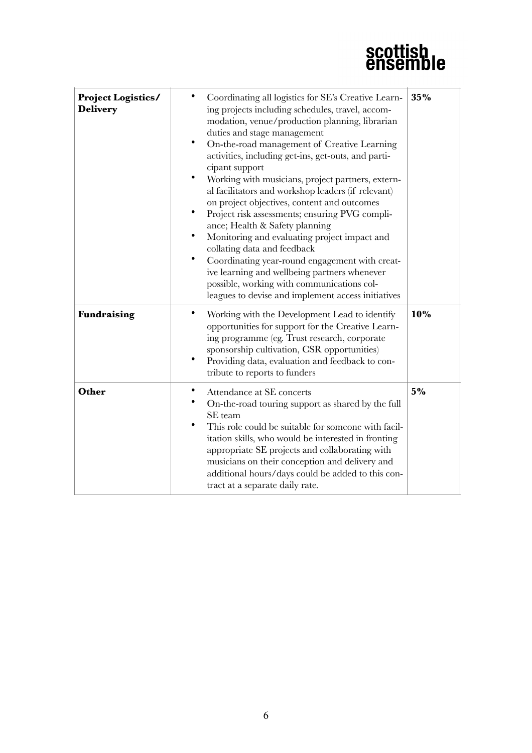| Project Logistics/ Delivery | • Coordinating all logistics for SE's Creative Learning projects including schedules, travel, accommodation, venue/production planning, librarian duties and stage management<br>• On-the-road management of Creative Learning activities, including get-ins, get-outs, and participant support<br>• Working with musicians, project partners, external facilitators and workshop leaders (if relevant) on project objectives, content and outcomes<br>• Project risk assessments; ensuring PVG compliance; Health & Safety planning<br>• Monitoring and evaluating project impact and collating data and feedback<br>• Coordinating year-round engagement with creative learning and wellbeing partners whenever possible, working with communications colleagues to devise and implement access initiatives | 35% |
|---|---|---|
| **Fundraising** | • Working with the Development Lead to identify opportunities for support for the Creative Learning programme (eg. Trust research, corporate sponsorship cultivation, CSR opportunities)<br>• Providing data, evaluation and feedback to contribute to reports to funders | **10%** |
| **Other** | • Attendance at SE concerts<br>• On-the-road touring support as shared by the full SE team<br>• This role could be suitable for someone with facilitation skills, who would be interested in fronting appropriate SE projects and collaborating with musicians on their conception and delivery and additional hours/days could be added to this contract at a separate daily rate. | **5%** |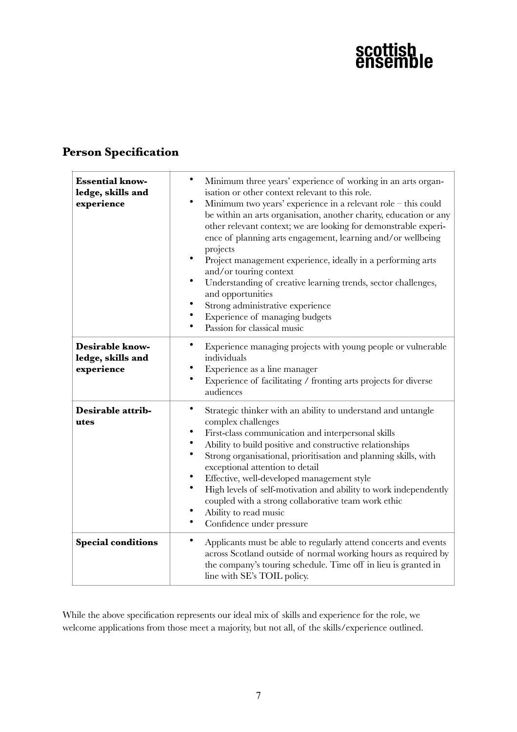## Person Specification

| | |
|---|---|
| **Essential knowledge, skills and experience** | • Minimum three years' experience of working in an arts organisation or other context relevant to this role.<br>• Minimum two years' experience in a relevant role – this could be within an arts organisation, another charity, education or any other relevant context; we are looking for demonstrable experience of planning arts engagement, learning and/or wellbeing projects<br>• Project management experience, ideally in a performing arts and/or touring context<br>• Understanding of creative learning trends, sector challenges, and opportunities<br>• Strong administrative experience<br>• Experience of managing budgets<br>• Passion for classical music |
| **Desirable knowledge, skills and experience** | • Experience managing projects with young people or vulnerable individuals<br>• Experience as a line manager<br>• Experience of facilitating / fronting arts projects for diverse audiences |
| **Desirable attributes** | • Strategic thinker with an ability to understand and untangle complex challenges<br>• First-class communication and interpersonal skills<br>• Ability to build positive and constructive relationships<br>• Strong organisational, prioritisation and planning skills, with exceptional attention to detail<br>• Effective, well-developed management style<br>• High levels of self-motivation and ability to work independently coupled with a strong collaborative team work ethic<br>• Ability to read music<br>• Confidence under pressure |
| **Special conditions** | • Applicants must be able to regularly attend concerts and events across Scotland outside of normal working hours as required by the company's touring schedule. Time off in lieu is granted in line with SE's TOIL policy. |

While the above specification represents our ideal mix of skills and experience for the role, we welcome applications from those meet a majority, but not all, of the skills/experience outlined.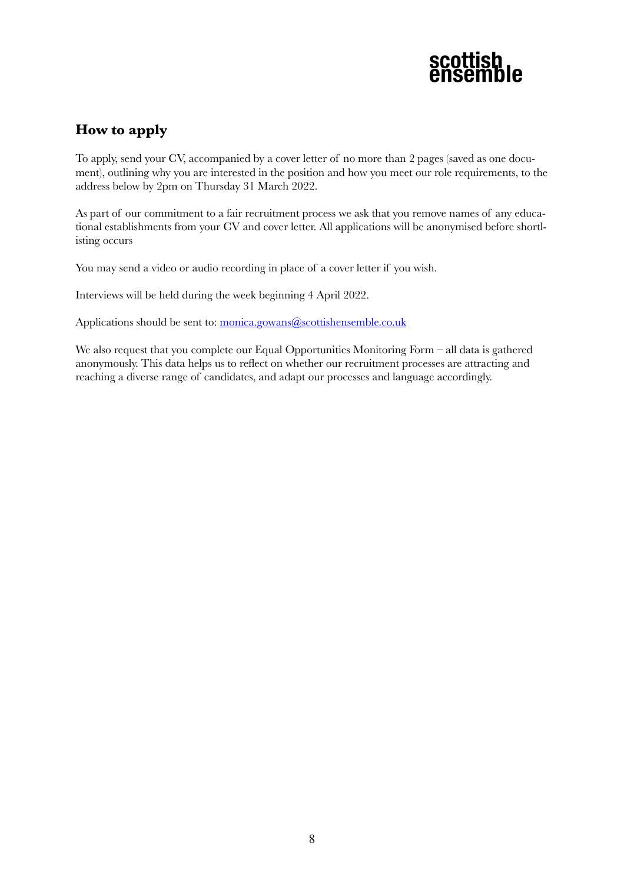## How to apply

To apply, send your CV, accompanied by a cover letter of no more than 2 pages (saved as one document), outlining why you are interested in the position and how you meet our role requirements, to the address below by 2pm on Thursday 31 March 2022.

As part of our commitment to a fair recruitment process we ask that you remove names of any educational establishments from your CV and cover letter. All applications will be anonymised before shortlisting occurs

You may send a video or audio recording in place of a cover letter if you wish.

Interviews will be held during the week beginning 4 April 2022.

Applications should be sent to: monica.gowans@scottishensemble.co.uk

We also request that you complete our Equal Opportunities Monitoring Form – all data is gathered anonymously. This data helps us to reflect on whether our recruitment processes are attracting and reaching a diverse range of candidates, and adapt our processes and language accordingly.